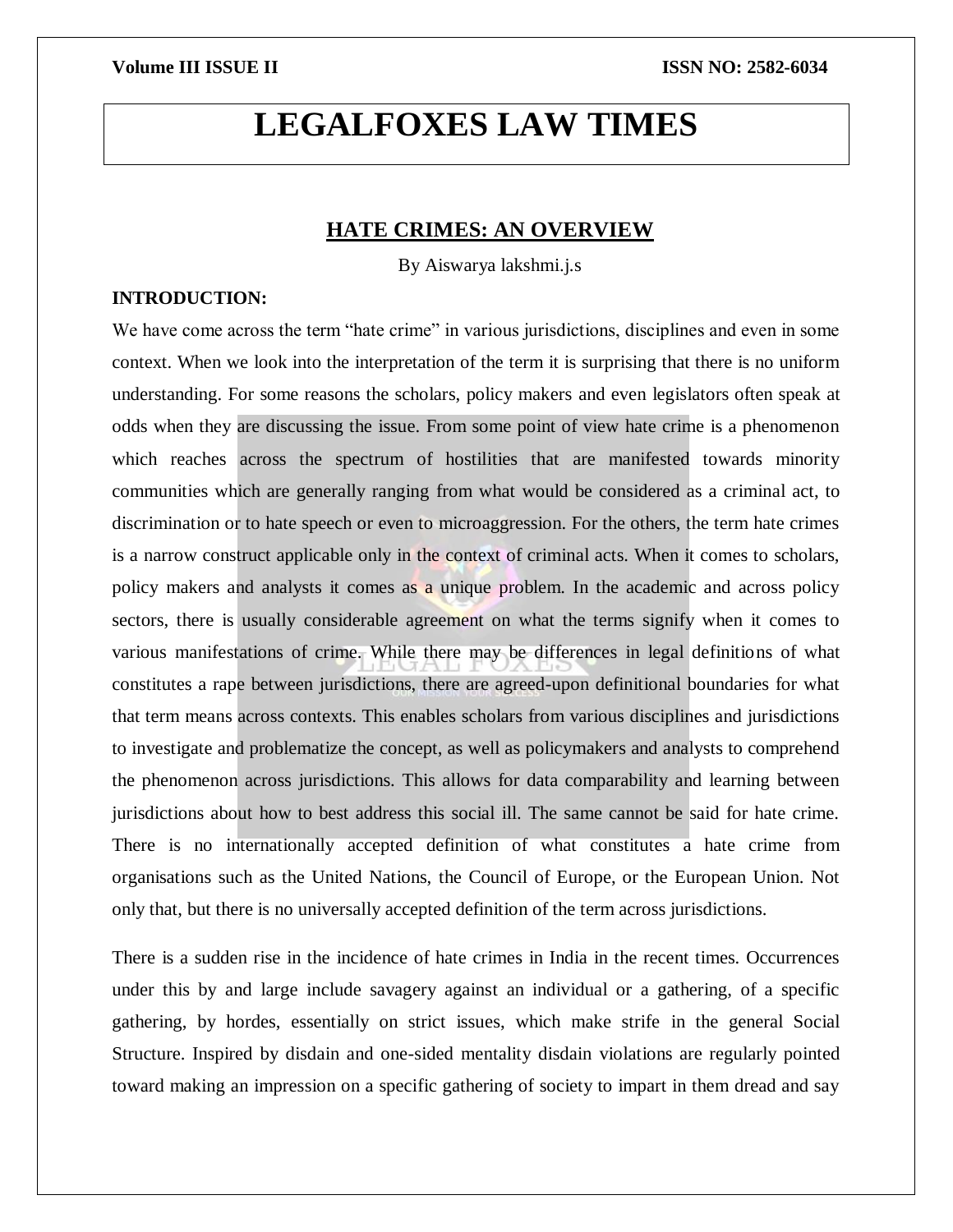# LEGALFOXES LAW TIMES

## HATE CRIMES: AN OVERVIEW

By Aiswarya lakshmi.j.s

**INTRODUCTION:**

We have come across the term "hate crime" in various jurisdictions, disciplines and even in some context. When we look into the interpretation of the term it is surprising that there is no uniform understanding. For some reasons the scholars, policy makers and even legislators often speak at odds when they are discussing the issue. From some point of view hate crime is a phenomenon which reaches across the spectrum of hostilities that are manifested towards minority communities which are generally ranging from what would be considered as a criminal act, to discrimination or to hate speech or even to microaggression. For the others, the term hate crimes is a narrow construct applicable only in the context of criminal acts. When it comes to scholars, policy makers and analysts it comes as a unique problem. In the academic and across policy sectors, there is usually considerable agreement on what the terms signify when it comes to various manifestations of crime. While there may be differences in legal definitions of what constitutes a rape between jurisdictions, there are agreed-upon definitional boundaries for what that term means across contexts. This enables scholars from various disciplines and jurisdictions to investigate and problematize the concept, as well as policymakers and analysts to comprehend the phenomenon across jurisdictions. This allows for data comparability and learning between jurisdictions about how to best address this social ill. The same cannot be said for hate crime. There is no internationally accepted definition of what constitutes a hate crime from organisations such as the United Nations, the Council of Europe, or the European Union. Not only that, but there is no universally accepted definition of the term across jurisdictions.

There is a sudden rise in the incidence of hate crimes in India in the recent times. Occurrences under this by and large include savagery against an individual or a gathering, of a specific gathering, by hordes, essentially on strict issues, which make strife in the general Social Structure. Inspired by disdain and one-sided mentality disdain violations are regularly pointed toward making an impression on a specific gathering of society to impart in them dread and say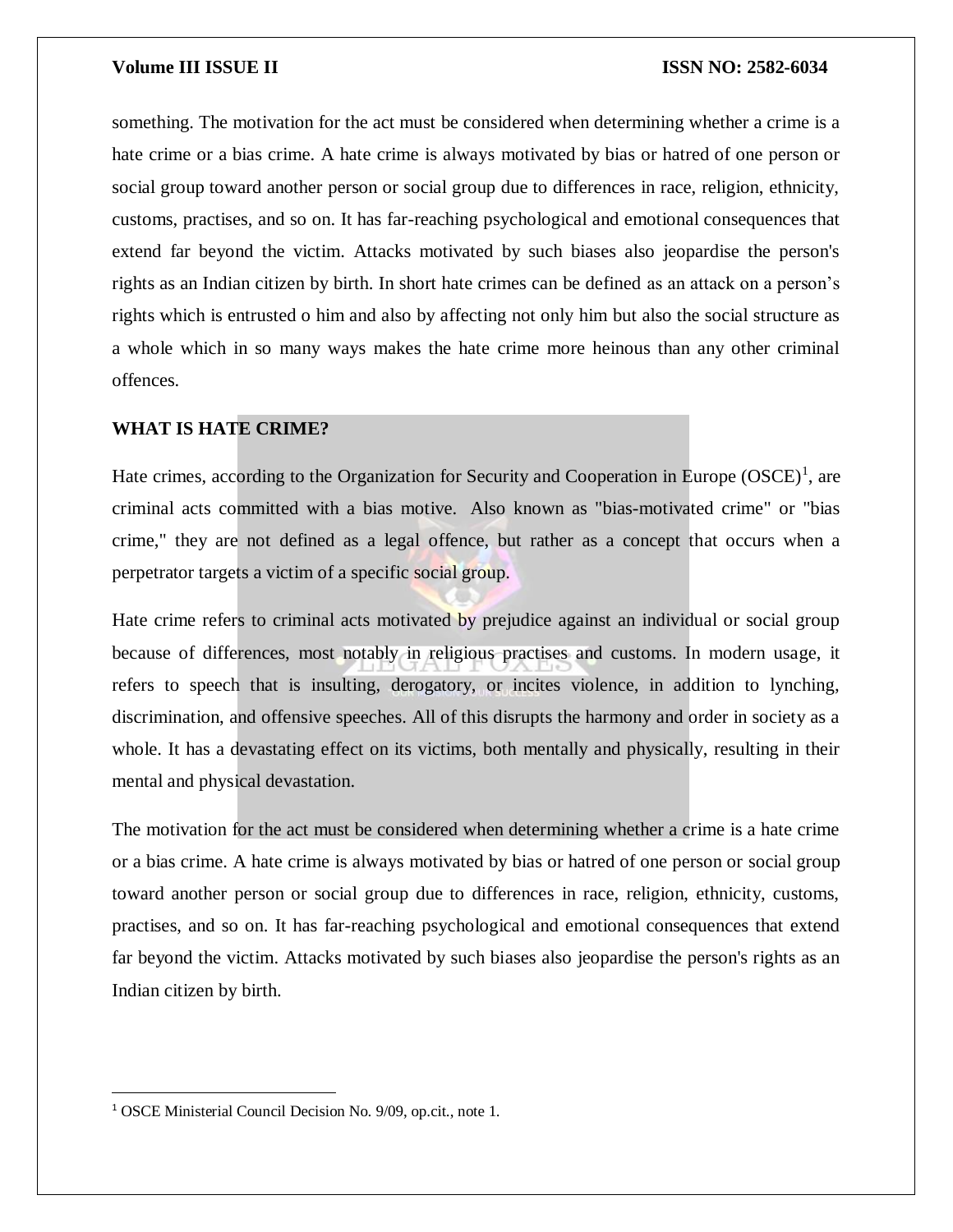something. The motivation for the act must be considered when determining whether a crime is a hate crime or a bias crime. A hate crime is always motivated by bias or hatred of one person or social group toward another person or social group due to differences in race, religion, ethnicity, customs, practises, and so on. It has far-reaching psychological and emotional consequences that extend far beyond the victim. Attacks motivated by such biases also jeopardise the person's rights as an Indian citizen by birth. In short hate crimes can be defined as an attack on a person's rights which is entrusted o him and also by affecting not only him but also the social structure as a whole which in so many ways makes the hate crime more heinous than any other criminal offences.

## WHAT IS HATE CRIME?

Hate crimes, according to the Organization for Security and Cooperation in Europe (OSCE)[1], are criminal acts committed with a bias motive. Also known as "bias-motivated crime" or "bias crime," they are not defined as a legal offence, but rather as a concept that occurs when a perpetrator targets a victim of a specific social group.

Hate crime refers to criminal acts motivated by prejudice against an individual or social group because of differences, most notably in religious practises and customs. In modern usage, it refers to speech that is insulting, derogatory, or incites violence, in addition to lynching, discrimination, and offensive speeches. All of this disrupts the harmony and order in society as a whole. It has a devastating effect on its victims, both mentally and physically, resulting in their mental and physical devastation.

The motivation for the act must be considered when determining whether a crime is a hate crime or a bias crime. A hate crime is always motivated by bias or hatred of one person or social group toward another person or social group due to differences in race, religion, ethnicity, customs, practises, and so on. It has far-reaching psychological and emotional consequences that extend far beyond the victim. Attacks motivated by such biases also jeopardise the person's rights as an Indian citizen by birth.

---

[1] OSCE Ministerial Council Decision No. 9/09, op.cit., note 1.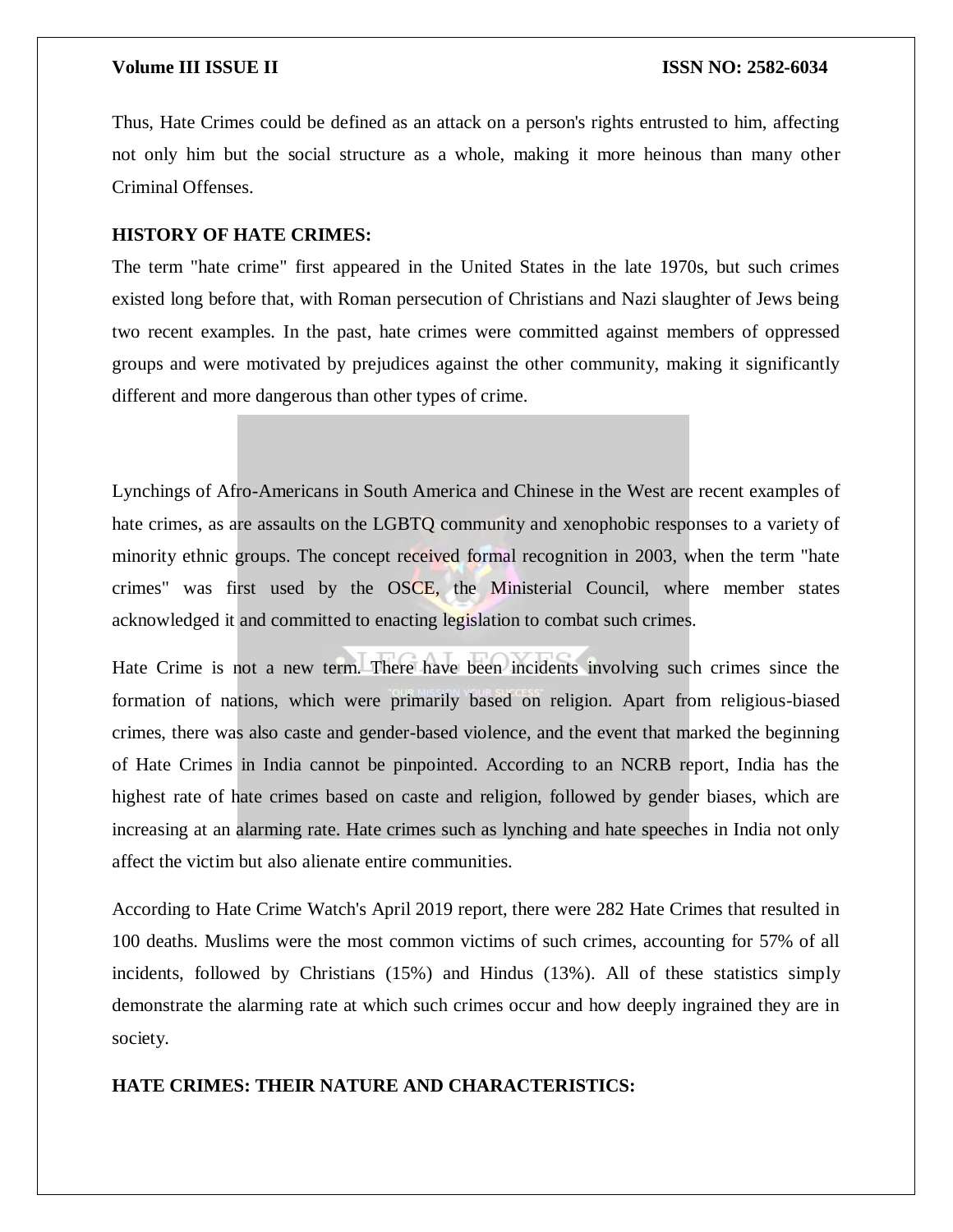Thus, Hate Crimes could be defined as an attack on a person's rights entrusted to him, affecting not only him but the social structure as a whole, making it more heinous than many other Criminal Offenses.

**HISTORY OF HATE CRIMES:**

The term "hate crime" first appeared in the United States in the late 1970s, but such crimes existed long before that, with Roman persecution of Christians and Nazi slaughter of Jews being two recent examples. In the past, hate crimes were committed against members of oppressed groups and were motivated by prejudices against the other community, making it significantly different and more dangerous than other types of crime.

Lynchings of Afro-Americans in South America and Chinese in the West are recent examples of hate crimes, as are assaults on the LGBTQ community and xenophobic responses to a variety of minority ethnic groups. The concept received formal recognition in 2003, when the term "hate crimes" was first used by the OSCE, the Ministerial Council, where member states acknowledged it and committed to enacting legislation to combat such crimes.

Hate Crime is not a new term. There have been incidents involving such crimes since the formation of nations, which were primarily based on religion. Apart from religious-biased crimes, there was also caste and gender-based violence, and the event that marked the beginning of Hate Crimes in India cannot be pinpointed. According to an NCRB report, India has the highest rate of hate crimes based on caste and religion, followed by gender biases, which are increasing at an alarming rate. Hate crimes such as lynching and hate speeches in India not only affect the victim but also alienate entire communities.

According to Hate Crime Watch's April 2019 report, there were 282 Hate Crimes that resulted in 100 deaths. Muslims were the most common victims of such crimes, accounting for 57% of all incidents, followed by Christians (15%) and Hindus (13%). All of these statistics simply demonstrate the alarming rate at which such crimes occur and how deeply ingrained they are in society.

**HATE CRIMES: THEIR NATURE AND CHARACTERISTICS:**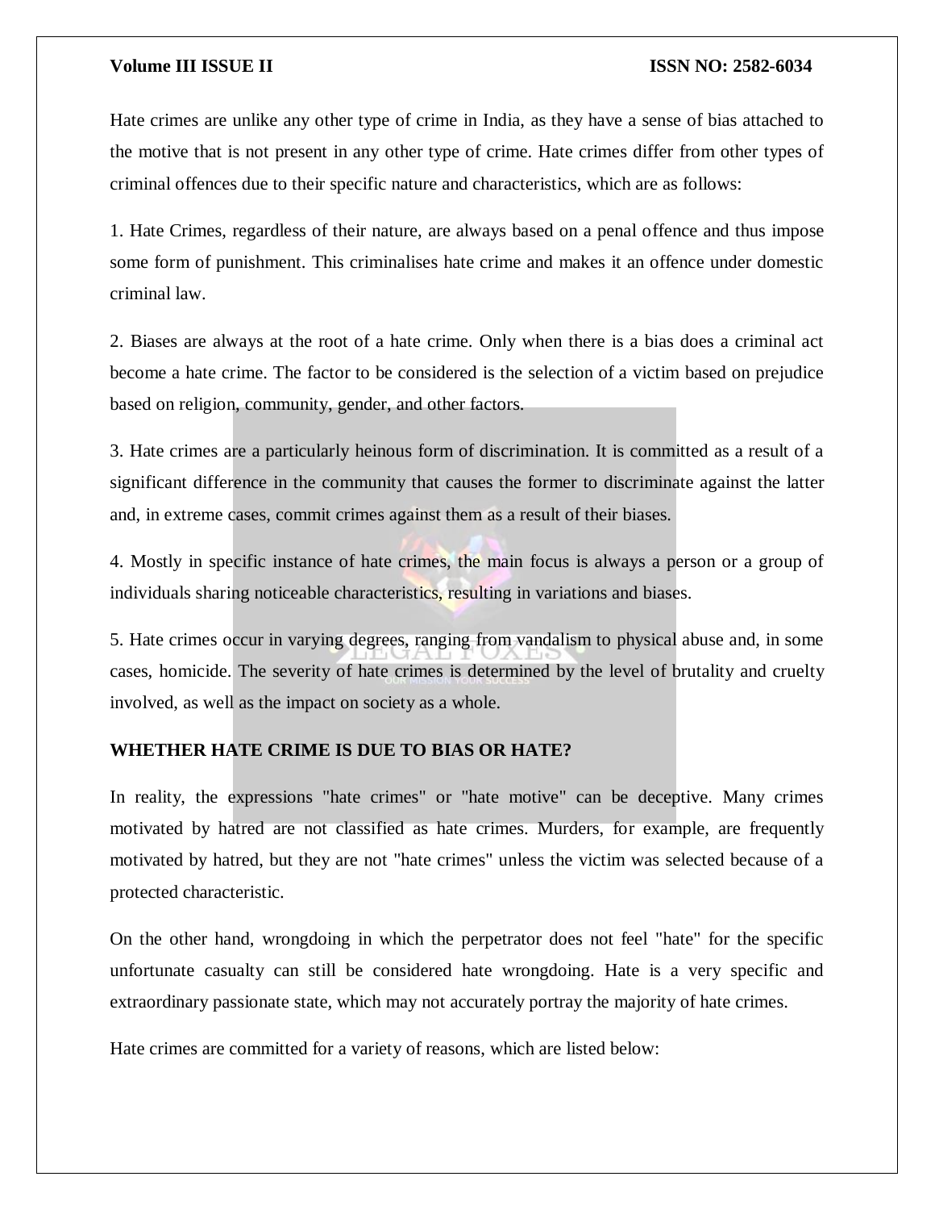Hate crimes are unlike any other type of crime in India, as they have a sense of bias attached to the motive that is not present in any other type of crime. Hate crimes differ from other types of criminal offences due to their specific nature and characteristics, which are as follows:

1. Hate Crimes, regardless of their nature, are always based on a penal offence and thus impose some form of punishment. This criminalises hate crime and makes it an offence under domestic criminal law.

2. Biases are always at the root of a hate crime. Only when there is a bias does a criminal act become a hate crime. The factor to be considered is the selection of a victim based on prejudice based on religion, community, gender, and other factors.

3. Hate crimes are a particularly heinous form of discrimination. It is committed as a result of a significant difference in the community that causes the former to discriminate against the latter and, in extreme cases, commit crimes against them as a result of their biases.

4. Mostly in specific instance of hate crimes, the main focus is always a person or a group of individuals sharing noticeable characteristics, resulting in variations and biases.

5. Hate crimes occur in varying degrees, ranging from vandalism to physical abuse and, in some cases, homicide. The severity of hate crimes is determined by the level of brutality and cruelty involved, as well as the impact on society as a whole.

**WHETHER HATE CRIME IS DUE TO BIAS OR HATE?**

In reality, the expressions "hate crimes" or "hate motive" can be deceptive. Many crimes motivated by hatred are not classified as hate crimes. Murders, for example, are frequently motivated by hatred, but they are not "hate crimes" unless the victim was selected because of a protected characteristic.

On the other hand, wrongdoing in which the perpetrator does not feel "hate" for the specific unfortunate casualty can still be considered hate wrongdoing. Hate is a very specific and extraordinary passionate state, which may not accurately portray the majority of hate crimes.

Hate crimes are committed for a variety of reasons, which are listed below: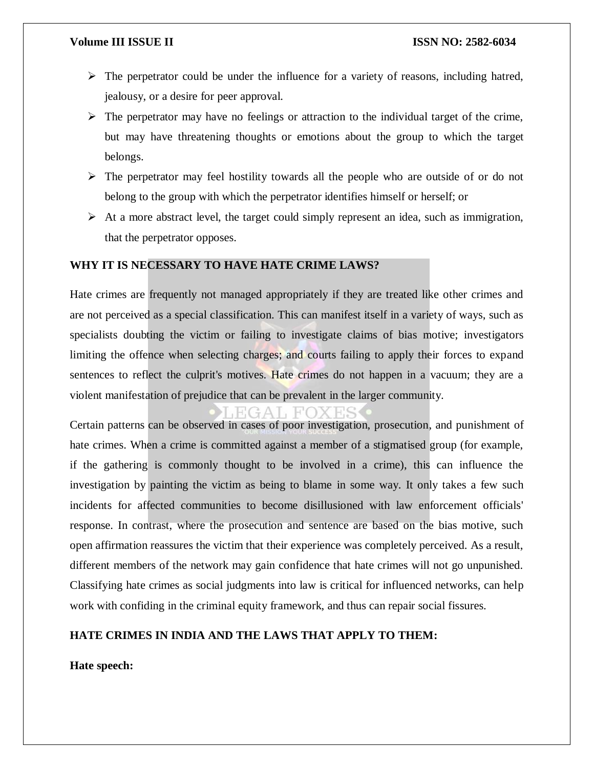- The perpetrator could be under the influence for a variety of reasons, including hatred, jealousy, or a desire for peer approval.
- The perpetrator may have no feelings or attraction to the individual target of the crime, but may have threatening thoughts or emotions about the group to which the target belongs.
- The perpetrator may feel hostility towards all the people who are outside of or do not belong to the group with which the perpetrator identifies himself or herself; or
- At a more abstract level, the target could simply represent an idea, such as immigration, that the perpetrator opposes.

**WHY IT IS NECESSARY TO HAVE HATE CRIME LAWS?**

Hate crimes are frequently not managed appropriately if they are treated like other crimes and are not perceived as a special classification. This can manifest itself in a variety of ways, such as specialists doubting the victim or failing to investigate claims of bias motive; investigators limiting the offence when selecting charges; and courts failing to apply their forces to expand sentences to reflect the culprit's motives. Hate crimes do not happen in a vacuum; they are a violent manifestation of prejudice that can be prevalent in the larger community.

Certain patterns can be observed in cases of poor investigation, prosecution, and punishment of hate crimes. When a crime is committed against a member of a stigmatised group (for example, if the gathering is commonly thought to be involved in a crime), this can influence the investigation by painting the victim as being to blame in some way. It only takes a few such incidents for affected communities to become disillusioned with law enforcement officials' response. In contrast, where the prosecution and sentence are based on the bias motive, such open affirmation reassures the victim that their experience was completely perceived. As a result, different members of the network may gain confidence that hate crimes will not go unpunished. Classifying hate crimes as social judgments into law is critical for influenced networks, can help work with confiding in the criminal equity framework, and thus can repair social fissures.

**HATE CRIMES IN INDIA AND THE LAWS THAT APPLY TO THEM:**

**Hate speech:**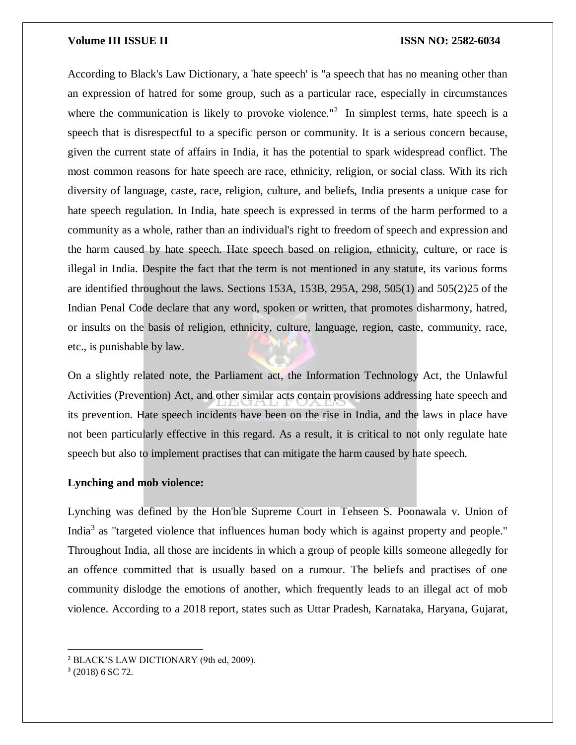According to Black's Law Dictionary, a 'hate speech' is "a speech that has no meaning other than an expression of hatred for some group, such as a particular race, especially in circumstances where the communication is likely to provoke violence."[2] In simplest terms, hate speech is a speech that is disrespectful to a specific person or community. It is a serious concern because, given the current state of affairs in India, it has the potential to spark widespread conflict. The most common reasons for hate speech are race, ethnicity, religion, or social class. With its rich diversity of language, caste, race, religion, culture, and beliefs, India presents a unique case for hate speech regulation. In India, hate speech is expressed in terms of the harm performed to a community as a whole, rather than an individual's right to freedom of speech and expression and the harm caused by hate speech. Hate speech based on religion, ethnicity, culture, or race is illegal in India. Despite the fact that the term is not mentioned in any statute, its various forms are identified throughout the laws. Sections 153A, 153B, 295A, 298, 505(1) and 505(2)25 of the Indian Penal Code declare that any word, spoken or written, that promotes disharmony, hatred, or insults on the basis of religion, ethnicity, culture, language, region, caste, community, race, etc., is punishable by law.

On a slightly related note, the Parliament act, the Information Technology Act, the Unlawful Activities (Prevention) Act, and other similar acts contain provisions addressing hate speech and its prevention. Hate speech incidents have been on the rise in India, and the laws in place have not been particularly effective in this regard. As a result, it is critical to not only regulate hate speech but also to implement practises that can mitigate the harm caused by hate speech.

**Lynching and mob violence:**

Lynching was defined by the Hon'ble Supreme Court in Tehseen S. Poonawala v. Union of India[3] as "targeted violence that influences human body which is against property and people." Throughout India, all those are incidents in which a group of people kills someone allegedly for an offence committed that is usually based on a rumour. The beliefs and practises of one community dislodge the emotions of another, which frequently leads to an illegal act of mob violence. According to a 2018 report, states such as Uttar Pradesh, Karnataka, Haryana, Gujarat,

---

[2] BLACK'S LAW DICTIONARY (9th ed, 2009).

[3] (2018) 6 SC 72.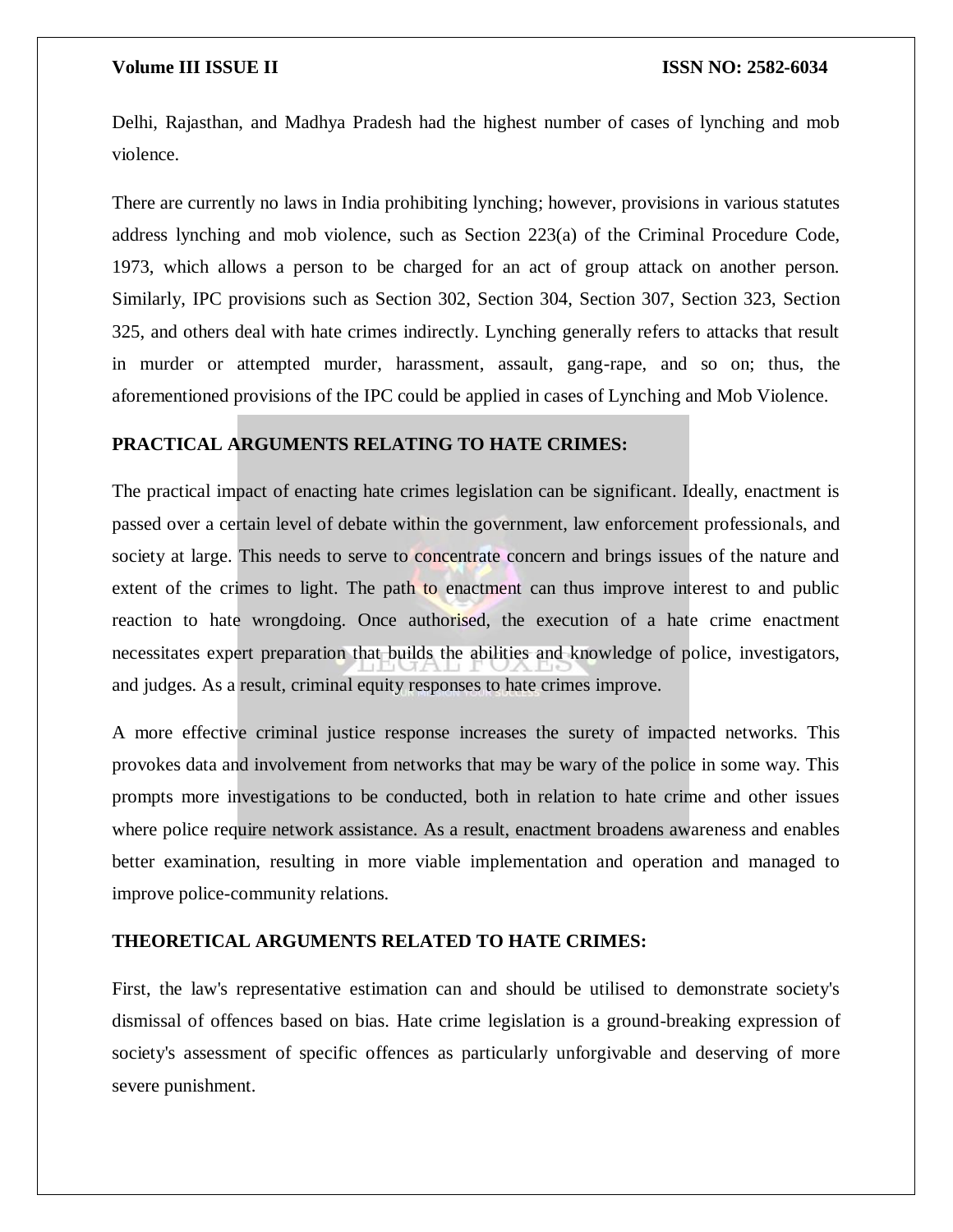Delhi, Rajasthan, and Madhya Pradesh had the highest number of cases of lynching and mob violence.

There are currently no laws in India prohibiting lynching; however, provisions in various statutes address lynching and mob violence, such as Section 223(a) of the Criminal Procedure Code, 1973, which allows a person to be charged for an act of group attack on another person. Similarly, IPC provisions such as Section 302, Section 304, Section 307, Section 323, Section 325, and others deal with hate crimes indirectly. Lynching generally refers to attacks that result in murder or attempted murder, harassment, assault, gang-rape, and so on; thus, the aforementioned provisions of the IPC could be applied in cases of Lynching and Mob Violence.

## PRACTICAL ARGUMENTS RELATING TO HATE CRIMES:

The practical impact of enacting hate crimes legislation can be significant. Ideally, enactment is passed over a certain level of debate within the government, law enforcement professionals, and society at large. This needs to serve to concentrate concern and brings issues of the nature and extent of the crimes to light. The path to enactment can thus improve interest to and public reaction to hate wrongdoing. Once authorised, the execution of a hate crime enactment necessitates expert preparation that builds the abilities and knowledge of police, investigators, and judges. As a result, criminal equity responses to hate crimes improve.

A more effective criminal justice response increases the surety of impacted networks. This provokes data and involvement from networks that may be wary of the police in some way. This prompts more investigations to be conducted, both in relation to hate crime and other issues where police require network assistance. As a result, enactment broadens awareness and enables better examination, resulting in more viable implementation and operation and managed to improve police-community relations.

## THEORETICAL ARGUMENTS RELATED TO HATE CRIMES:

First, the law's representative estimation can and should be utilised to demonstrate society's dismissal of offences based on bias. Hate crime legislation is a ground-breaking expression of society's assessment of specific offences as particularly unforgivable and deserving of more severe punishment.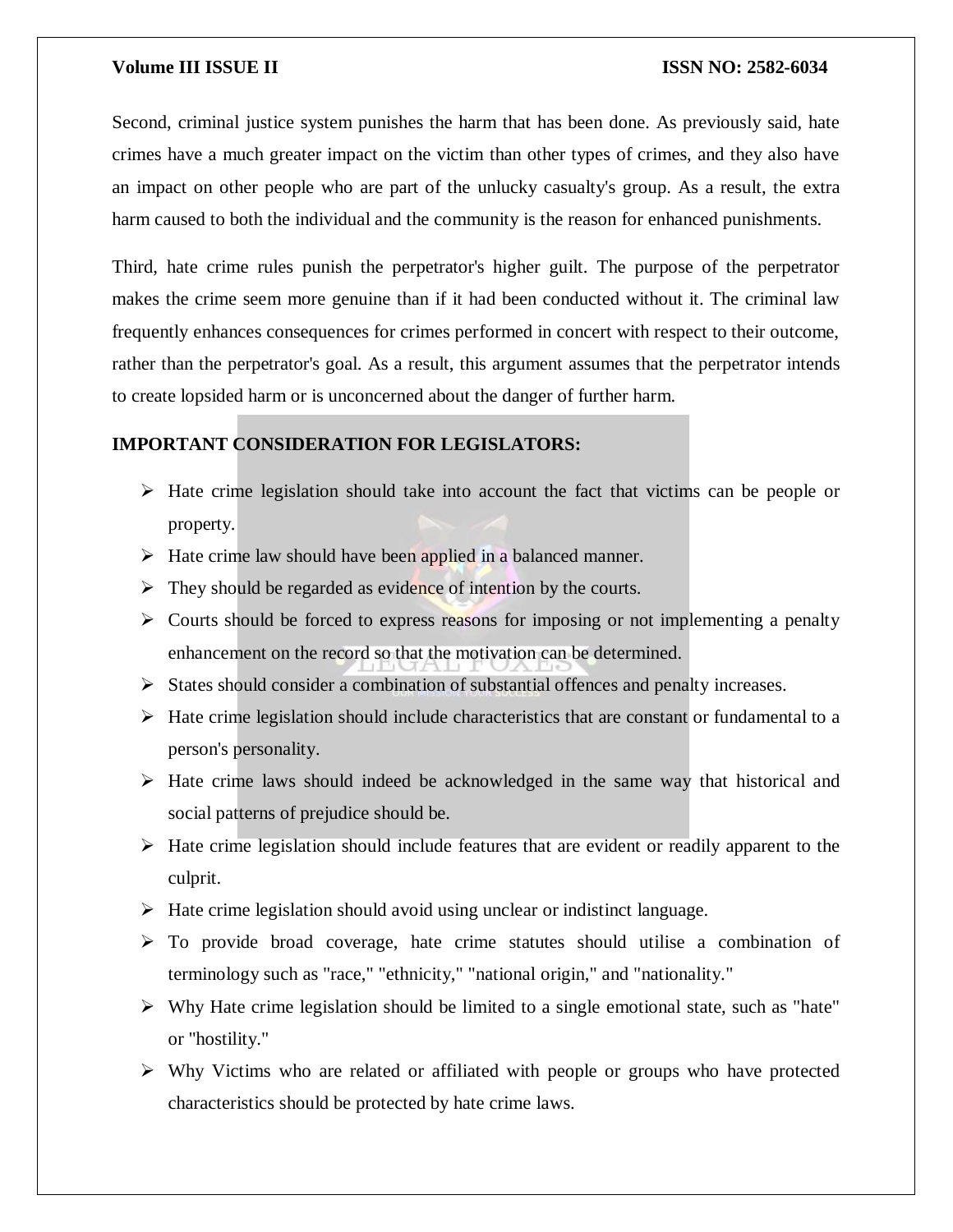Second, criminal justice system punishes the harm that has been done. As previously said, hate crimes have a much greater impact on the victim than other types of crimes, and they also have an impact on other people who are part of the unlucky casualty's group. As a result, the extra harm caused to both the individual and the community is the reason for enhanced punishments.

Third, hate crime rules punish the perpetrator's higher guilt. The purpose of the perpetrator makes the crime seem more genuine than if it had been conducted without it. The criminal law frequently enhances consequences for crimes performed in concert with respect to their outcome, rather than the perpetrator's goal. As a result, this argument assumes that the perpetrator intends to create lopsided harm or is unconcerned about the danger of further harm.

**IMPORTANT CONSIDERATION FOR LEGISLATORS:**

- Hate crime legislation should take into account the fact that victims can be people or property.
- Hate crime law should have been applied in a balanced manner.
- They should be regarded as evidence of intention by the courts.
- Courts should be forced to express reasons for imposing or not implementing a penalty enhancement on the record so that the motivation can be determined.
- States should consider a combination of substantial offences and penalty increases.
- Hate crime legislation should include characteristics that are constant or fundamental to a person's personality.
- Hate crime laws should indeed be acknowledged in the same way that historical and social patterns of prejudice should be.
- Hate crime legislation should include features that are evident or readily apparent to the culprit.
- Hate crime legislation should avoid using unclear or indistinct language.
- To provide broad coverage, hate crime statutes should utilise a combination of terminology such as "race," "ethnicity," "national origin," and "nationality."
- Why Hate crime legislation should be limited to a single emotional state, such as "hate" or "hostility."
- Why Victims who are related or affiliated with people or groups who have protected characteristics should be protected by hate crime laws.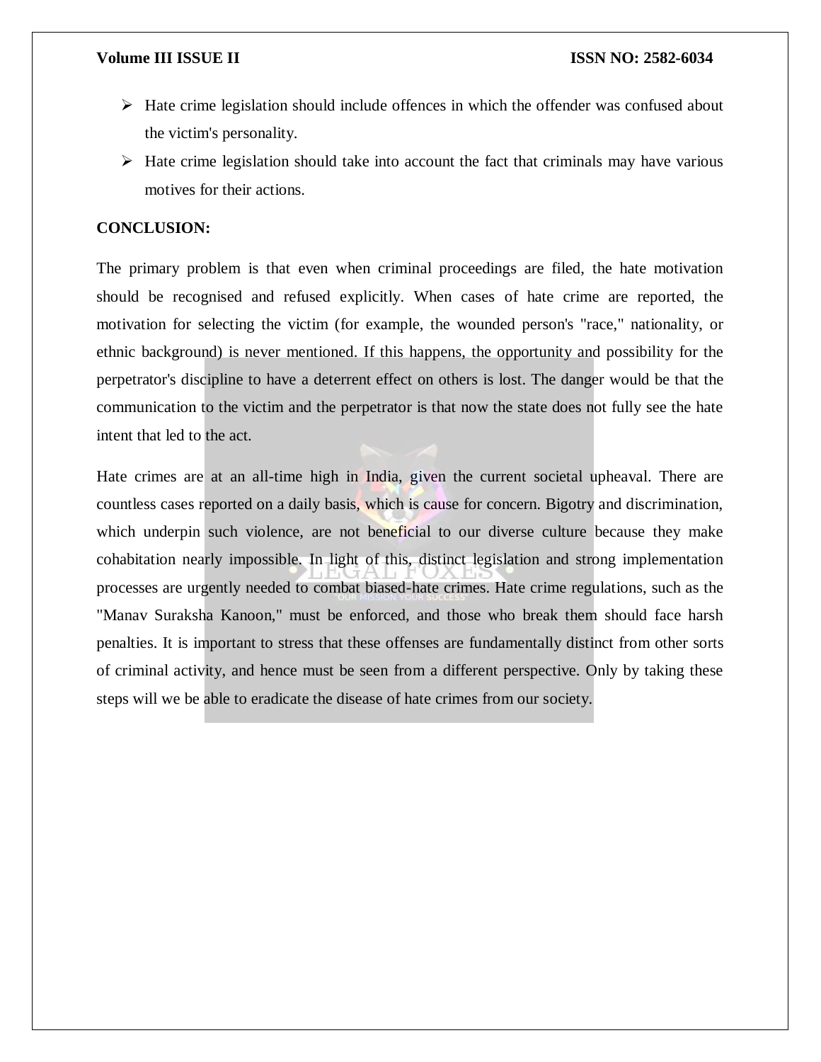- Hate crime legislation should include offences in which the offender was confused about the victim's personality.
- Hate crime legislation should take into account the fact that criminals may have various motives for their actions.

**CONCLUSION:**

The primary problem is that even when criminal proceedings are filed, the hate motivation should be recognised and refused explicitly. When cases of hate crime are reported, the motivation for selecting the victim (for example, the wounded person's "race," nationality, or ethnic background) is never mentioned. If this happens, the opportunity and possibility for the perpetrator's discipline to have a deterrent effect on others is lost. The danger would be that the communication to the victim and the perpetrator is that now the state does not fully see the hate intent that led to the act.

Hate crimes are at an all-time high in India, given the current societal upheaval. There are countless cases reported on a daily basis, which is cause for concern. Bigotry and discrimination, which underpin such violence, are not beneficial to our diverse culture because they make cohabitation nearly impossible. In light of this, distinct legislation and strong implementation processes are urgently needed to combat biased-hate crimes. Hate crime regulations, such as the "Manav Suraksha Kanoon," must be enforced, and those who break them should face harsh penalties. It is important to stress that these offenses are fundamentally distinct from other sorts of criminal activity, and hence must be seen from a different perspective. Only by taking these steps will we be able to eradicate the disease of hate crimes from our society.